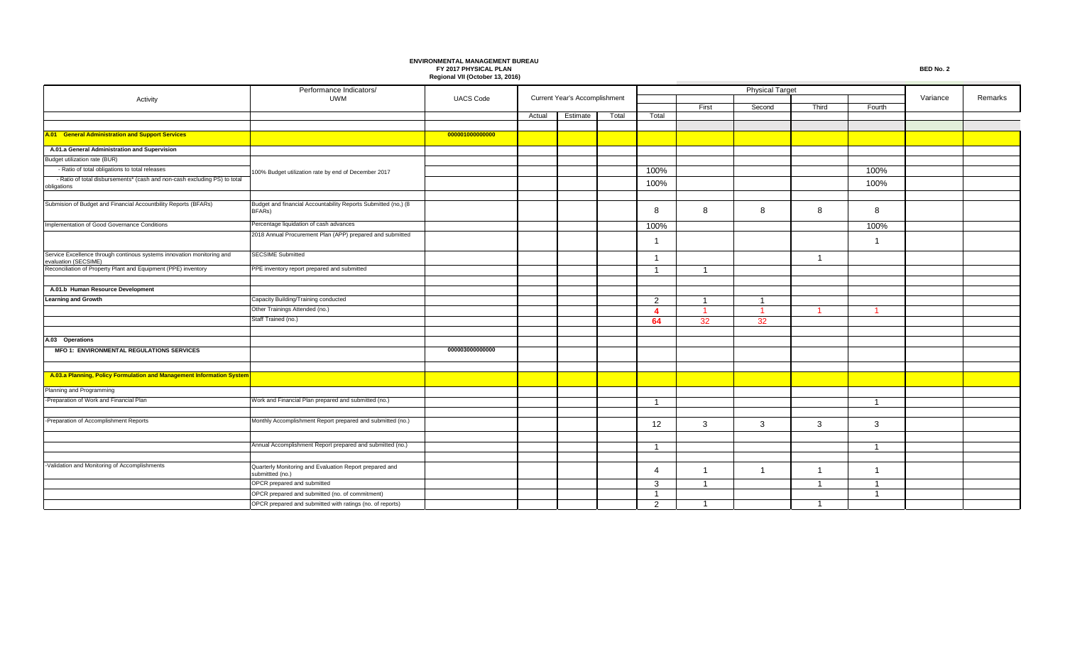**ENVIRONMENTAL MANAGEMENT BUREAU**
**FY 2017 PHYSICAL PLAN**
**Regional VII (October 13, 2016)**

**BED No. 2**

| Activity | Performance Indicators/ UWM | UACS Code | Current Year's Accomplishment | | | Physical Target | | | | | Variance | Remarks |
|---|---|---|---|---|---|---|---|---|---|---|---|---|
| | | | Actual | Estimate | Total | Total | First | Second | Third | Fourth | | |
| **A.01 General Administration and Support Services** | | 000001000000000 | | | | | | | | | | |
| **A.01.a General Administration and Supervision** | | | | | | | | | | | | |
| Budget utilization rate (BUR) | | | | | | | | | | | | |
| - Ratio of total obligations to total releases | 100% Budget utilization rate by end of December 2017 | | | | | 100% | | | | 100% | | |
| - Ratio of total disbursements* (cash and non-cash excluding PS) to total obligations | | | | | | 100% | | | | 100% | | |
| Submision of Budget and Financial Accountbility Reports (BFARs) | Budget and financial Accountability Reports Submitted (no.) (8 BFARs) | | | | | 8 | 8 | 8 | 8 | 8 | | |
| Implementation of Good Governance Conditions | Percentage liquidation of cash advances | | | | | 100% | | | | 100% | | |
| | 2018 Annual Procurement Plan (APP) prepared and submitted | | | | | 1 | | | | 1 | | |
| Service Excellence through continous systems innovation monitoring and evaluation (SECSIME) | SECSIME Submitted | | | | | 1 | | | 1 | | | |
| Reconciliation of Property Plant and Equipment (PPE) inventory | PPE inventory report prepared and submitted | | | | | 1 | 1 | | | | | |
| **A.01.b Human Resource Development** | | | | | | | | | | | | |
| **Learning and Growth** | Capacity Building/Training conducted | | | | | 2 | 1 | 1 | | | | |
| | Other Trainings Attended (no.) | | | | | 4 | 1 | 1 | 1 | 1 | | |
| | Staff Trained (no.) | | | | | 64 | 32 | 32 | | | | |
| **A.03 Operations** | | | | | | | | | | | | |
| **MFO 1: ENVIRONMENTAL REGULATIONS SERVICES** | | 000003000000000 | | | | | | | | | | |
| **A.03.a Planning, Policy Formulation and Management Information System** | | | | | | | | | | | | |
| Planning and Programming | | | | | | | | | | | | |
| -Preparation of Work and Financial Plan | Work and Financial Plan prepared and submitted (no.) | | | | | 1 | | | | 1 | | |
| -Preparation of Accomplishment Reports | Monthly Accomplishment Report prepared and submitted (no.) | | | | | 12 | 3 | 3 | 3 | 3 | | |
| | Annual Accomplishment Report prepared and submitted (no.) | | | | | 1 | | | | 1 | | |
| -Validation and Monitoring of Accomplishments | Quarterly Monitoring and Evaluation Report prepared and submittted (no.) | | | | | 4 | 1 | 1 | 1 | 1 | | |
| | OPCR prepared and submitted | | | | | 3 | 1 | | 1 | 1 | | |
| | OPCR prepared and submitted (no. of commitment) | | | | | 1 | | | | 1 | | |
| | OPCR prepared and submitted with ratings (no. of reports) | | | | | 2 | 1 | | 1 | | | |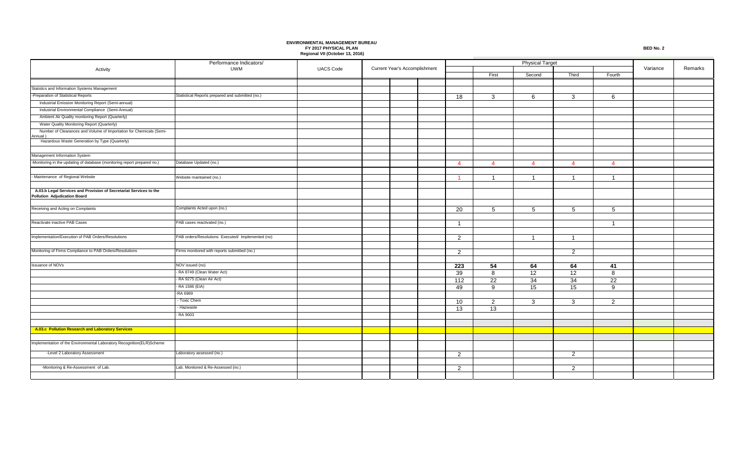**ENVIRONMENTAL MANAGEMENT BUREAU**
**FY 2017 PHYSICAL PLAN**
**Regional VII (October 13, 2016)**

**BED No. 2**

| Activity | Performance Indicators/ UWM | UACS Code | Current Year's Accomplishment | | | Physical Target | | | | | Variance | Remarks |
|---|---|---|---|---|---|---|---|---|---|---|---|---|
| | | | | | | | First | Second | Third | Fourth | | |
| Statstics and Information Systems Management | | | | | | | | | | | | |
| -Preparation of Statistical Reports | Statistical Reports prepared and submitted (no.) | | | | | 18 | 3 | 6 | 3 | 6 | | |
| Industrial Emission Monitoring Report (Semi-annual) | | | | | | | | | | | | |
| Industrial Environmental Compliance (Semi-Annual) | | | | | | | | | | | | |
| Ambient Air Quality monitoring Report (Quarterly) | | | | | | | | | | | | |
| Water Quality Monitoring Report (Quarterly) | | | | | | | | | | | | |
| Number of Clearances and Volume of Importation for Chemicals (Semi-Annual ) | | | | | | | | | | | | |
| Hazardous Waste Generation by Type (Quarterly) | | | | | | | | | | | | |
| Management Information System | | | | | | | | | | | | |
| -Monitoring in the updating of database (monitoring report prepared no.) | Database Updated (no.) | | | | | 4 | 4 | 4 | 4 | 4 | | |
| - Maintenance of Regional Website | Website maintained (no.) | | | | | 1 | 1 | 1 | 1 | 1 | | |
| **A.03.b Legal Services and Provision of Secretariat Services to the Pollution Adjudication Board** | | | | | | | | | | | | |
| Receiving and Acting on Complaints | Complaints Acted upon (no.) | | | | | 20 | 5 | 5 | 5 | 5 | | |
| Reactivate inactive PAB Cases | PAB cases reactivated (no.) | | | | | 1 | | | | 1 | | |
| Implementation/Execution of PAB Orders/Resolutions | PAB orders/Resolutions Executed/ Implemented (no) | | | | | 2 | | 1 | 1 | | | |
| Monitoring of Firms Compliance to PAB Orders/Resolutions | Firms monitored with reports submitted (no.) | | | | | 2 | | | 2 | | | |
| Issuance of NOVs | NOV issued (no) | | | | | **223** | **54** | **64** | **64** | **41** | | |
| | - RA 8749 (Clean Water Act) | | | | | 39 | 8 | 12 | 12 | 8 | | |
| | - RA 9275 (Clean Air Act) | | | | | 112 | 22 | 34 | 34 | 22 | | |
| | - RA 1586 (EIA) | | | | | 49 | 9 | 15 | 15 | 9 | | |
| | -RA 6969 | | | | | | | | | | | |
| | - Toxic Chem | | | | | 10 | 2 | 3 | 3 | 2 | | |
| | - Hazwaste | | | | | 13 | 13 | | | | | |
| | - RA 9003 | | | | | | | | | | | |
| **A.03.c Pollution Research and Laboratory Services** | | | | | | | | | | | | |
| Implementation of the Environmental Laboratory Recognition(ELR)Scheme | | | | | | | | | | | | |
| -Level 2 Laboratory Assessment | Laboratory assessed (no.) | | | | | 2 | | | 2 | | | |
| -Monitoring & Re-Assessment of Lab. | Lab. Monitored & Re-Assessed (no.) | | | | | 2 | | | 2 | | | |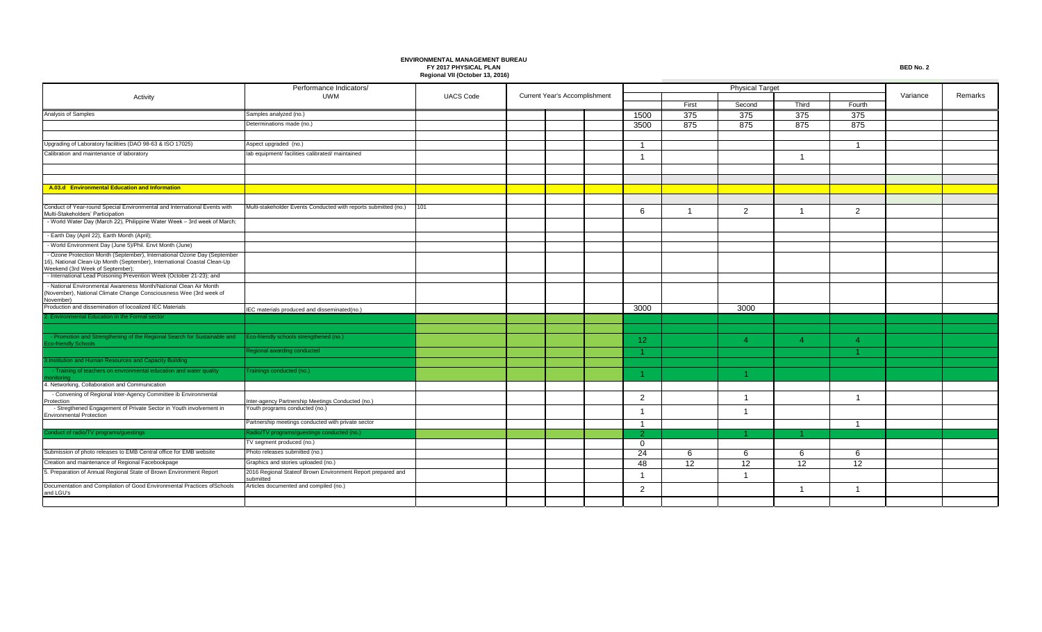**ENVIRONMENTAL MANAGEMENT BUREAU**
**FY 2017 PHYSICAL PLAN**
**Regional VII (October 13, 2016)**

**BED No. 2**

| Activity | Performance Indicators/ UWM | UACS Code | Current Year's Accomplishment | | | Physical Target | | | | | Variance | Remarks |
|---|---|---|---|---|---|---|---|---|---|---|---|---|
| | | | | | | | First | Second | Third | Fourth | | |
| Analysis of Samples | Samples analyzed (no.) | | | | | 1500 | 375 | 375 | 375 | 375 | | |
| | Determinations made (no.) | | | | | 3500 | 875 | 875 | 875 | 875 | | |
| | | | | | | | | | | | | |
| Upgrading of Laboratory facilities (DAO 98-63 & ISO 17025) | Aspect upgraded (no.) | | | | | 1 | | | | 1 | | |
| Calibration and maintenance of laboratory | lab equipment/ facilities calibrated/ maintained | | | | | 1 | | | 1 | | | |
| | | | | | | | | | | | | |
| | | | | | | | | | | | | |
| **A.03.d Environmental Education and Information** | | | | | | | | | | | | |
| | | | | | | | | | | | | |
| Conduct of Year-round Special Environmental and International Events with Multi-Stakeholders' Participation | Multi-stakeholder Events Conducted with reports submitted (no.) | 101 | | | | 6 | 1 | 2 | 1 | 2 | | |
| - World Water Day (March 22), Philippine Water Week – 3rd week of March; | | | | | | | | | | | | |
| - Earth Day (April 22), Earth Month (April); | | | | | | | | | | | | |
| - World Environment Day (June 5)/Phil. Envt Month (June) | | | | | | | | | | | | |
| - Ozone Protection Month (September), International Ozone Day (September 16), National Clean-Up Month (September), International Coastal Clean-Up Weekend (3rd Week of September); | | | | | | | | | | | | |
| - International Lead Poisoning Prevention Week (October 21-23); and | | | | | | | | | | | | |
| - National Environmental Awareness Month/National Clean Air Month (November), National Climate Change Consciousness Wee (3rd week of November) | | | | | | | | | | | | |
| Production and dissemination of locoalized IEC Materials | IEC materials produced and disseminated(no.) | | | | | 3000 | | 3000 | | | | |
| 2. Environmental Education in the Formal sector | | | | | | | | | | | | |
| | | | | | | | | | | | | |
| - Promotion and Strengthening of the Regional Search for Sustainable and Eco-friendly Schools | Eco-friendly schools strengthened (no.) | | | | | 12 | | 4 | 4 | 4 | | |
| | Regional awarding conducted | | | | | 1 | | | | 1 | | |
| 3.Institution and Human Resources and Capacity Building | | | | | | | | | | | | |
| - Training of teachers on envronmental education and water quality monitoring | Trainings conducted (no.) | | | | | 1 | | 1 | | | | |
| 4. Networking, Collaboration and Communication | | | | | | | | | | | | |
| - Convening of Regional Inter-Agency Committee ib Environmental Protection | Inter-agency Partnership Meetings Conducted (no.) | | | | | 2 | | 1 | | 1 | | |
| - Stregthened Engagement of Private Sector in Youth involvement in Environmental Protection | Youth programs conducted (no.) | | | | | 1 | | 1 | | | | |
| | Partnership meetings conducted with private sector | | | | | 1 | | | | 1 | | |
| Conduct of radio/TV programs/guestings | Radio/TV programs/guestings conducted (no.) | | | | | 2 | | 1 | 1 | | | |
| | TV segment produced (no.) | | | | | 0 | | | | | | |
| Submission of photo releases to EMB Central office for EMB website | Photo releases submitted (no.) | | | | | 24 | 6 | 6 | 6 | 6 | | |
| Creation and maintenance of Regional Facebookpage | Graphics and stories uploaded (no.) | | | | | 48 | 12 | 12 | 12 | 12 | | |
| 5. Preparation of Annual Regional State of Brown Environment Report | 2016 Regional Stateof Brown Environment Report prepared and submitted | | | | | 1 | | 1 | | | | |
| Documentation and Compilation of Good Environmental Practices ofSchools and LGU's | Articles documented and compiled (no.) | | | | | 2 | | | 1 | 1 | | |
| | | | | | | | | | | | | |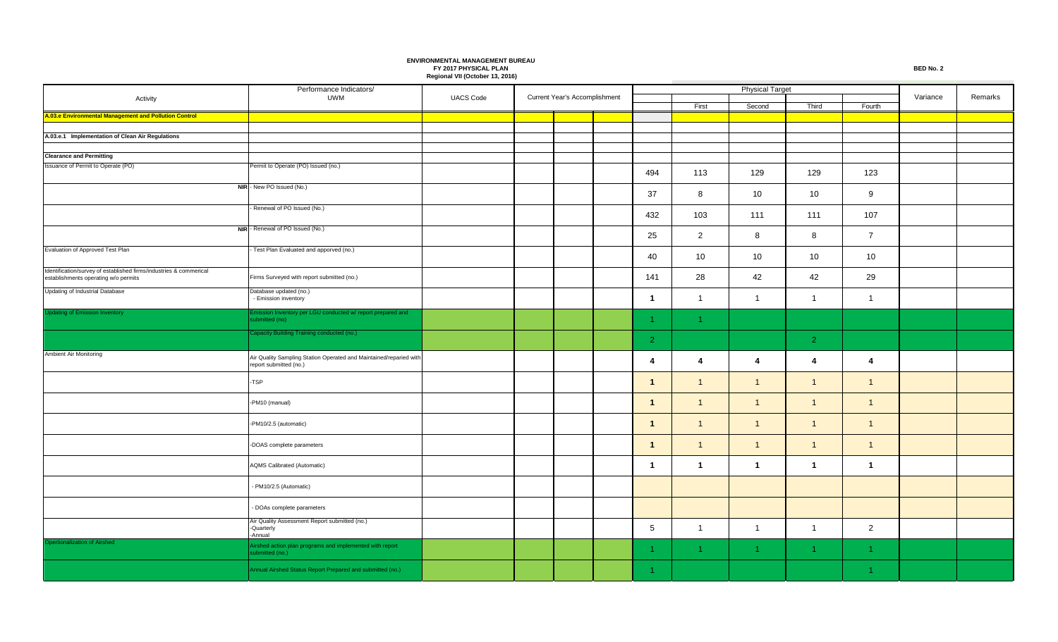**ENVIRONMENTAL MANAGEMENT BUREAU**
**FY 2017 PHYSICAL PLAN**
**Regional VII (October 13, 2016)**

**BED No. 2**

| Activity | Performance Indicators/ UWM | UACS Code | Current Year's Accomplishment | | | Physical Target | | | | | Variance | Remarks |
|---|---|---|---|---|---|---|---|---|---|---|---|---|
| | | | | | | | First | Second | Third | Fourth | | |
| **A.03.e Environmental Management and Pollution Control** | | | | | | | | | | | | |
| | | | | | | | | | | | | |
| **A.03.e.1 Implementation of Clean Air Regulations** | | | | | | | | | | | | |
| | | | | | | | | | | | | |
| **Clearance and Permitting** | | | | | | | | | | | | |
| Issuance of Permit to Operate (PO) | Permit to Operate (PO) Issued (no.) | | | | | 494 | 113 | 129 | 129 | 123 | | |
| | **NIR** - New PO Issued (No.) | | | | | 37 | 8 | 10 | 10 | 9 | | |
| | - Renewal of PO Issued (No.) | | | | | 432 | 103 | 111 | 111 | 107 | | |
| | **NIR** - Renewal of PO Issued (No.) | | | | | 25 | 2 | 8 | 8 | 7 | | |
| Evaluation of Approved Test Plan | - Test Plan Evaluated and apporved (no.) | | | | | 40 | 10 | 10 | 10 | 10 | | |
| Identification/survey of established firms/industries & commerical establishments operating w/o permits | Firms Surveyed with report submitted (no.) | | | | | 141 | 28 | 42 | 42 | 29 | | |
| Updating of Industrial Database | Database updated (no.) - Emission inventory | | | | | 1 | 1 | 1 | 1 | 1 | | |
| Updating of Emission Inventory | Emission Inventory per LGU conducted w/ report prepared and submitted (no) | | | | | 1 | 1 | | | | | |
| | Capacity Building Training conducted (no.) | | | | | 2 | | | 2 | | | |
| Ambient Air Monitoring | Air Quality Sampling Station Operated and Maintained/repaired with report submitted (no.) | | | | | 4 | 4 | 4 | 4 | 4 | | |
| | -TSP | | | | | 1 | 1 | 1 | 1 | 1 | | |
| | -PM10 (manual) | | | | | 1 | 1 | 1 | 1 | 1 | | |
| | -PM10/2.5 (automatic) | | | | | 1 | 1 | 1 | 1 | 1 | | |
| | -DOAS complete parameters | | | | | 1 | 1 | 1 | 1 | 1 | | |
| | AQMS Calibrated (Automatic) | | | | | 1 | 1 | 1 | 1 | 1 | | |
| | - PM10/2.5 (Automatic) | | | | | | | | | | | |
| | - DOAs complete parameters | | | | | | | | | | | |
| | Air Quality Assessment Report submitted (no.) -Quarterly -Annual | | | | | 5 | 1 | 1 | 1 | 2 | | |
| Opertionalization of Airshed | Airshed action plan programs and implemented with report submitted (no.) | | | | | 1 | 1 | 1 | 1 | 1 | | |
| | Annual Airshed Status Report Prepared and submitted (no.) | | | | | 1 | | | | 1 | | |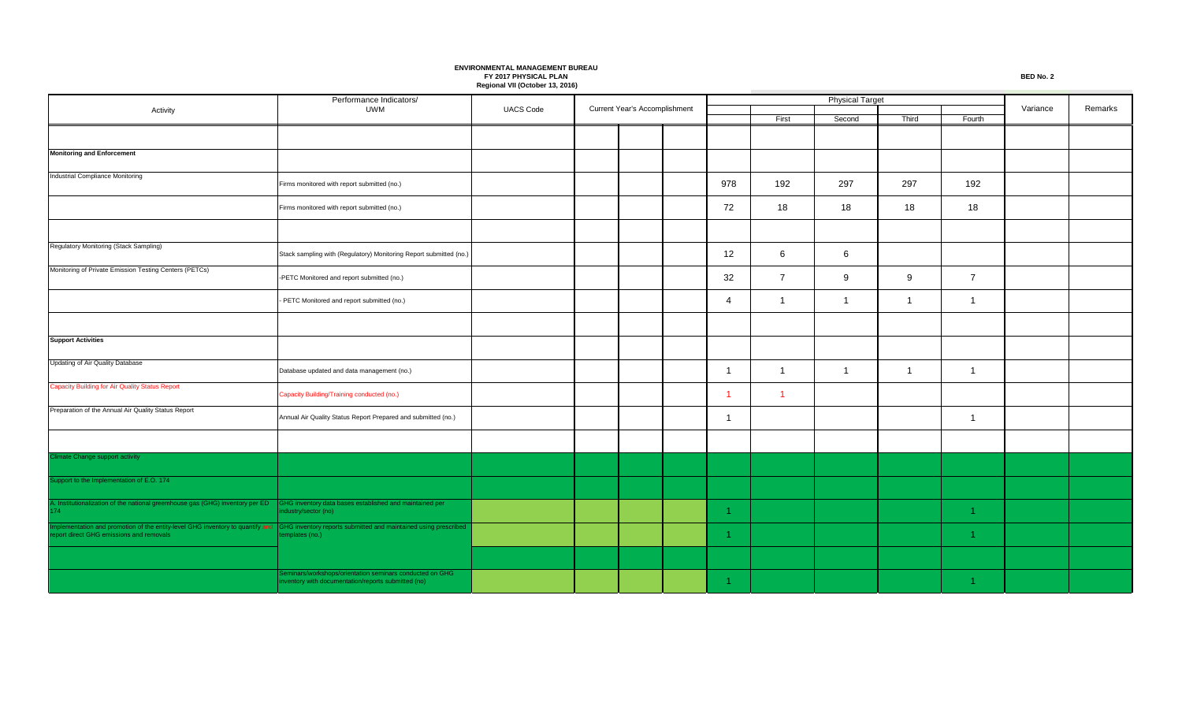**ENVIRONMENTAL MANAGEMENT BUREAU**
**FY 2017 PHYSICAL PLAN**
**Regional VII (October 13, 2016)**

**BED No. 2**

| Activity | Performance Indicators/ UWM | UACS Code | Current Year's Accomplishment | | | Physical Target | | | | | Variance | Remarks |
|---|---|---|---|---|---|---|---|---|---|---|---|---|
| | | | | | | | First | Second | Third | Fourth | | |
| | | | | | | | | | | | | |
| **Monitoring and Enforcement** | | | | | | | | | | | | |
| Industrial Compliance Monitoring | Firms monitored with report submitted (no.) | | | | | 978 | 192 | 297 | 297 | 192 | | |
| | Firms monitored with report submitted (no.) | | | | | 72 | 18 | 18 | 18 | 18 | | |
| | | | | | | | | | | | | |
| Regulatory Monitoring (Stack Sampling) | Stack sampling with (Regulatory) Monitoring Report submitted (no.) | | | | | 12 | 6 | 6 | | | | |
| Monitoring of Private Emission Testing Centers (PETCs) | -PETC Monitored and report submitted (no.) | | | | | 32 | 7 | 9 | 9 | 7 | | |
| | - PETC Monitored and report submitted (no.) | | | | | 4 | 1 | 1 | 1 | 1 | | |
| | | | | | | | | | | | | |
| **Support Activities** | | | | | | | | | | | | |
| Updating of Air Quality Database | Database updated and data management (no.) | | | | | 1 | 1 | 1 | 1 | 1 | | |
| Capacity Building for Air Quality Status Report | Capacity Building/Training conducted (no.) | | | | | 1 | 1 | | | | | |
| Preparation of the Annual Air Quality Status Report | Annual Air Quality Status Report Prepared and submitted (no.) | | | | | 1 | | | | 1 | | |
| | | | | | | | | | | | | |
| Climate Change support activity | | | | | | | | | | | | |
| Support to the Implementation of E.O. 174 | | | | | | | | | | | | |
| A. Institutionalization of the national greenhouse gas (GHG) inventory per ED 174 | GHG inventory data bases established and maintained per industry/sector (no) | | | | | 1 | | | | 1 | | |
| Implementation and promotion of the entity-level GHG inventory to quantify and report direct GHG emissions and removals | GHG inventory reports submitted and maintained using prescribed templates (no.) | | | | | 1 | | | | 1 | | |
| | | | | | | | | | | | | |
| | Seminars/workshops/orientation seminars conducted on GHG inventory with documentation/reports submitted (no) | | | | | 1 | | | | 1 | | |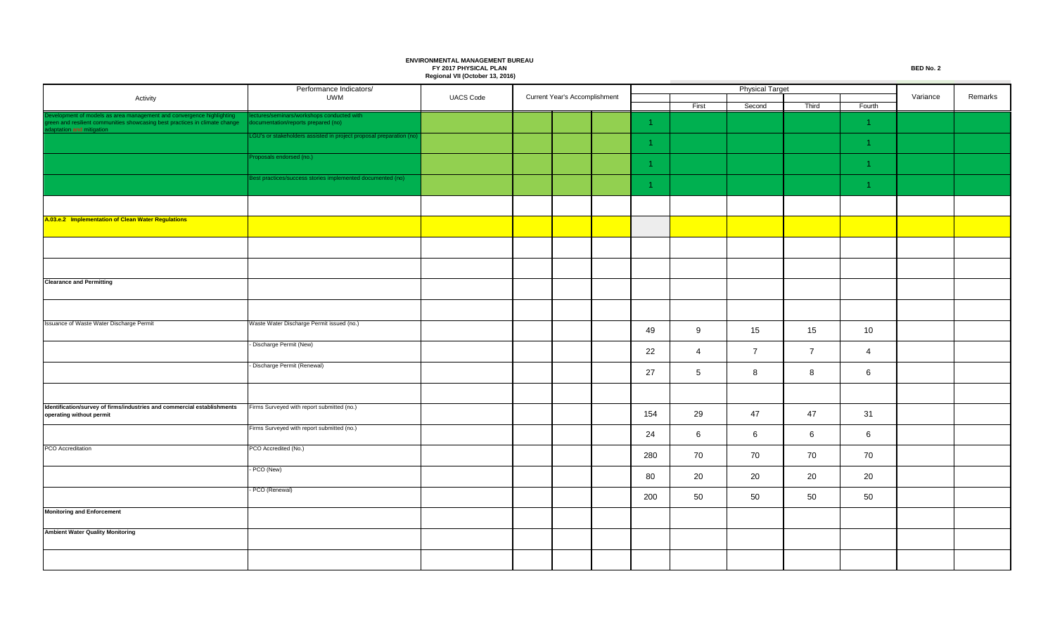**ENVIRONMENTAL MANAGEMENT BUREAU**
**FY 2017 PHYSICAL PLAN**
**Regional VII (October 13, 2016)**

**BED No. 2**

| Activity | Performance Indicators/ UWM | UACS Code | Current Year's Accomplishment | | | Physical Target | | | | | Variance | Remarks |
|---|---|---|---|---|---|---|---|---|---|---|---|---|
| | | | | | | | First | Second | Third | Fourth | | |
| Development of models as area management and convergence highlighting green and resilient communities showcasing best practices in climate change adaptation and mitigation | lectures/seminars/workshops conducted with documentation/reports prepared (no) | | | | | 1 | | | | 1 | | |
| | LGU's or stakeholders assisted in project proposal preparation (no) | | | | | 1 | | | | 1 | | |
| | Proposals endorsed (no.) | | | | | 1 | | | | 1 | | |
| | Best practices/success stories implemented documented (no) | | | | | 1 | | | | 1 | | |
| | | | | | | | | | | | | |
| **A.03.e.2 Implementation of Clean Water Regulations** | | | | | | | | | | | | |
| | | | | | | | | | | | | |
| | | | | | | | | | | | | |
| **Clearance and Permitting** | | | | | | | | | | | | |
| | | | | | | | | | | | | |
| Issuance of Waste Water Discharge Permit | Waste Water Discharge Permit issued (no.) | | | | | 49 | 9 | 15 | 15 | 10 | | |
| | - Discharge Permit (New) | | | | | 22 | 4 | 7 | 7 | 4 | | |
| | - Discharge Permit (Renewal) | | | | | 27 | 5 | 8 | 8 | 6 | | |
| | | | | | | | | | | | | |
| **Identification/survey of firms/industries and commercial establishments operating without permit** | Firms Surveyed with report submitted (no.) | | | | | 154 | 29 | 47 | 47 | 31 | | |
| | Firms Surveyed with report submitted (no.) | | | | | 24 | 6 | 6 | 6 | 6 | | |
| PCO Accreditation | PCO Accredited (No.) | | | | | 280 | 70 | 70 | 70 | 70 | | |
| | - PCO (New) | | | | | 80 | 20 | 20 | 20 | 20 | | |
| | - PCO (Renewal) | | | | | 200 | 50 | 50 | 50 | 50 | | |
| **Monitoring and Enforcement** | | | | | | | | | | | | |
| **Ambient Water Quality Monitoring** | | | | | | | | | | | | |
| | | | | | | | | | | | | |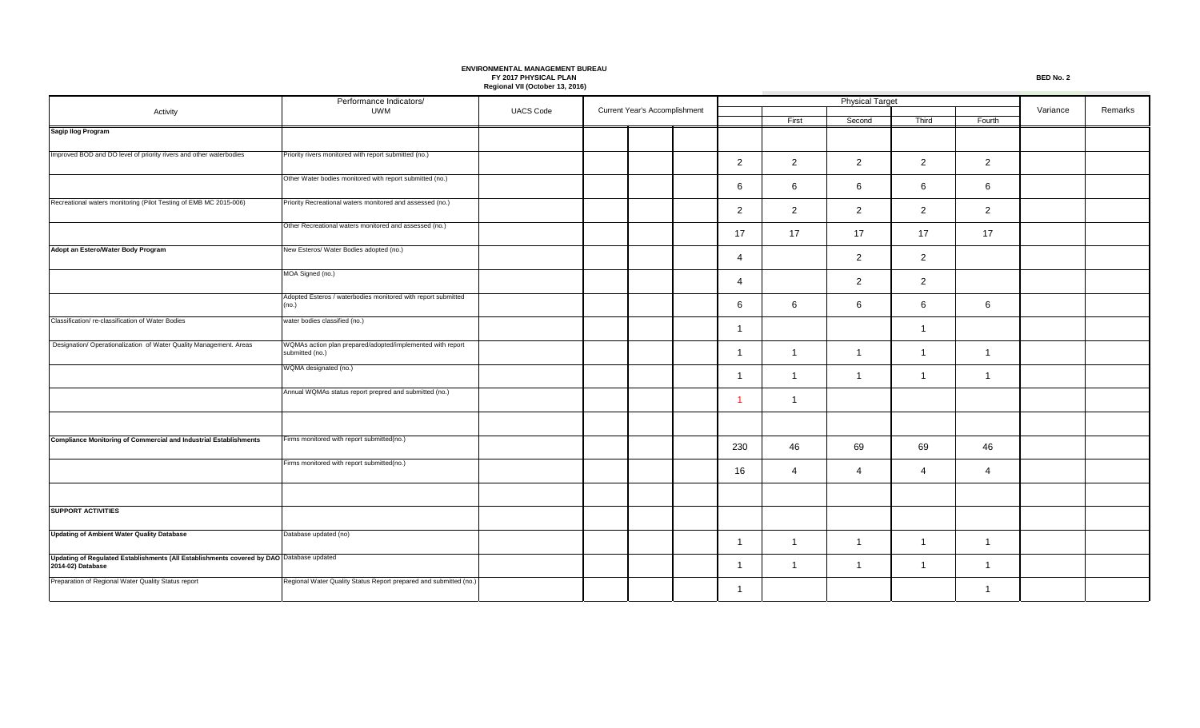**ENVIRONMENTAL MANAGEMENT BUREAU**
**FY 2017 PHYSICAL PLAN**
**Regional VII (October 13, 2016)**

**BED No. 2**

| Activity | Performance Indicators/ UWM | UACS Code | Current Year's Accomplishment | | | Physical Target | | | | | Variance | Remarks |
|---|---|---|---|---|---|---|---|---|---|---|---|---|
| | | | | | | | First | Second | Third | Fourth | | |
| **Sagip Ilog Program** | | | | | | | | | | | | |
| Improved BOD and DO level of priority rivers and other waterbodies | Priority rivers monitored with report submitted (no.) | | | | | 2 | 2 | 2 | 2 | 2 | | |
| | Other Water bodies monitored with report submitted (no.) | | | | | 6 | 6 | 6 | 6 | 6 | | |
| Recreational waters monitoring (Pilot Testing of EMB MC 2015-006) | Priority Recreational waters monitored and assessed (no.) | | | | | 2 | 2 | 2 | 2 | 2 | | |
| | Other Recreational waters monitored and assessed (no.) | | | | | 17 | 17 | 17 | 17 | 17 | | |
| **Adopt an Estero/Water Body Program** | New Esteros/ Water Bodies adopted (no.) | | | | | 4 | | 2 | 2 | | | |
| | MOA Signed (no.) | | | | | 4 | | 2 | 2 | | | |
| | Adopted Esteros / waterbodies monitored with report submitted (no.) | | | | | 6 | 6 | 6 | 6 | 6 | | |
| Classification/ re-classification of Water Bodies | water bodies classified (no.) | | | | | 1 | | | 1 | | | |
| Designation/ Operationalization of Water Quality Management. Areas | WQMAs action plan prepared/adopted/implemented with report submitted (no.) | | | | | 1 | 1 | 1 | 1 | 1 | | |
| | WQMA designated (no.) | | | | | 1 | 1 | 1 | 1 | 1 | | |
| | Annual WQMAs status report prepred and submitted (no.) | | | | | 1 | 1 | | | | | |
| | | | | | | | | | | | | |
| **Compliance Monitoring of Commercial and Industrial Establishments** | Firms monitored with report submitted(no.) | | | | | 230 | 46 | 69 | 69 | 46 | | |
| | Firms monitored with report submitted(no.) | | | | | 16 | 4 | 4 | 4 | 4 | | |
| | | | | | | | | | | | | |
| **SUPPORT ACTIVITIES** | | | | | | | | | | | | |
| **Updating of Ambient Water Quality Database** | Database updated (no) | | | | | 1 | 1 | 1 | 1 | 1 | | |
| **Updating of Regulated Establishments (All Establishments covered by DAO 2014-02) Database** | Database updated | | | | | 1 | 1 | 1 | 1 | 1 | | |
| Preparation of Regional Water Quality Status report | Regional Water Quality Status Report prepared and submitted (no.) | | | | | 1 | | | | 1 | | |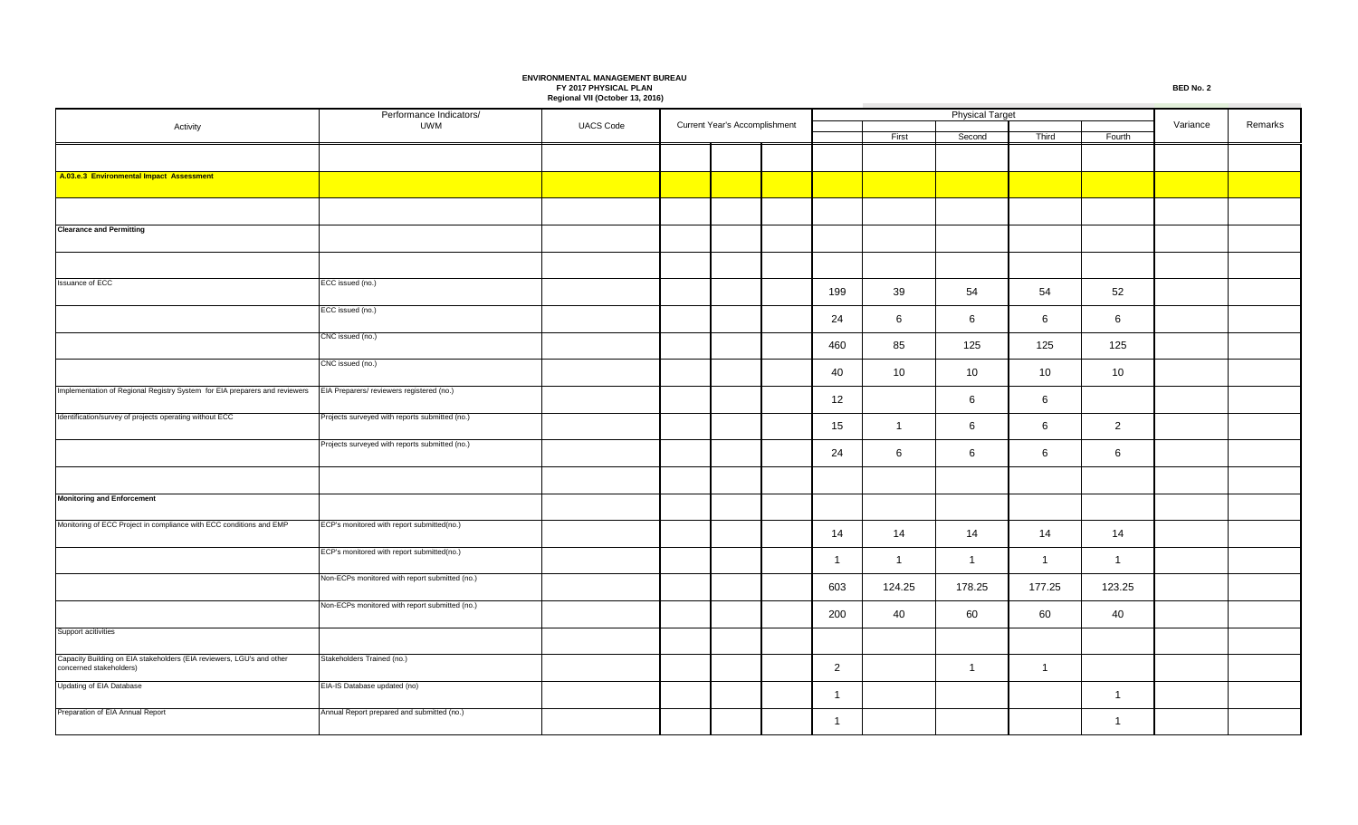**ENVIRONMENTAL MANAGEMENT BUREAU**
**FY 2017 PHYSICAL PLAN**
**Regional VII (October 13, 2016)**

**BED No. 2**

| Activity | Performance Indicators/ UWM | UACS Code | Current Year's Accomplishment | | | Physical Target | | | | | Variance | Remarks |
|---|---|---|---|---|---|---|---|---|---|---|---|---|
| | | | | | | | First | Second | Third | Fourth | | |
| | | | | | | | | | | | | |
| **A.03.e.3 Environmental Impact Assessment** | | | | | | | | | | | | |
| | | | | | | | | | | | | |
| **Clearance and Permitting** | | | | | | | | | | | | |
| | | | | | | | | | | | | |
| Issuance of ECC | ECC issued (no.) | | | | | 199 | 39 | 54 | 54 | 52 | | |
| | ECC issued (no.) | | | | | 24 | 6 | 6 | 6 | 6 | | |
| | CNC issued (no.) | | | | | 460 | 85 | 125 | 125 | 125 | | |
| | CNC issued (no.) | | | | | 40 | 10 | 10 | 10 | 10 | | |
| Implementation of Regional Registry System for EIA preparers and reviewers | EIA Preparers/ reviewers registered (no.) | | | | | 12 | | 6 | 6 | | | |
| Identification/survey of projects operating without ECC | Projects surveyed with reports submitted (no.) | | | | | 15 | 1 | 6 | 6 | 2 | | |
| | Projects surveyed with reports submitted (no.) | | | | | 24 | 6 | 6 | 6 | 6 | | |
| | | | | | | | | | | | | |
| **Monitoring and Enforcement** | | | | | | | | | | | | |
| Monitoring of ECC Project in compliance with ECC conditions and EMP | ECP's monitored with report submitted(no.) | | | | | 14 | 14 | 14 | 14 | 14 | | |
| | ECP's monitored with report submitted(no.) | | | | | 1 | 1 | 1 | 1 | 1 | | |
| | Non-ECPs monitored with report submitted (no.) | | | | | 603 | 124.25 | 178.25 | 177.25 | 123.25 | | |
| | Non-ECPs monitored with report submitted (no.) | | | | | 200 | 40 | 60 | 60 | 40 | | |
| Support acitivities | | | | | | | | | | | | |
| Capacity Building on EIA stakeholders (EIA reviewers, LGU's and other concerned stakeholders) | Stakeholders Trained (no.) | | | | | 2 | | 1 | 1 | | | |
| Updating of EIA Database | EIA-IS Database updated (no) | | | | | 1 | | | | 1 | | |
| Preparation of EIA Annual Report | Annual Report prepared and submitted (no.) | | | | | 1 | | | | 1 | | |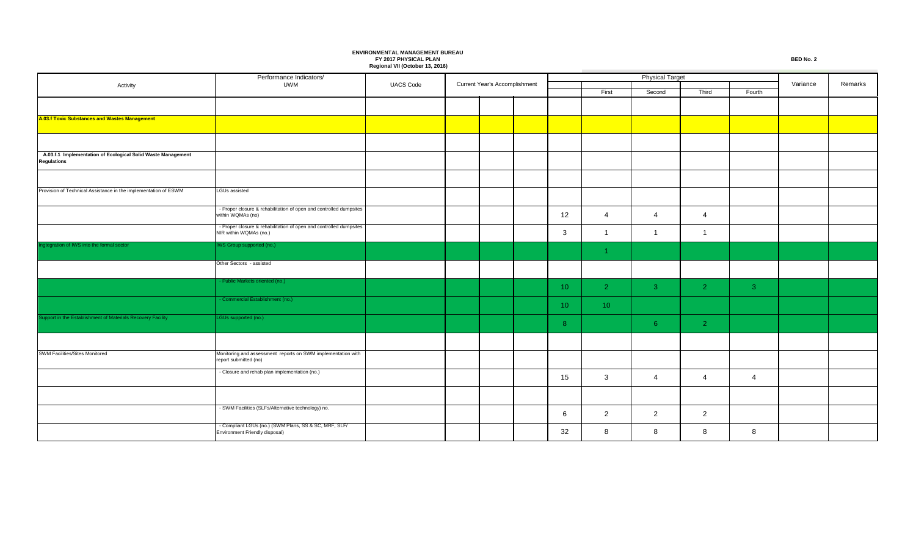**ENVIRONMENTAL MANAGEMENT BUREAU**
**FY 2017 PHYSICAL PLAN**
**Regional VII (October 13, 2016)**

**BED No. 2**

| Activity | Performance Indicators/ UWM | UACS Code | Current Year's Accomplishment | | | Physical Target | | | | | Variance | Remarks |
|---|---|---|---|---|---|---|---|---|---|---|---|---|
| | | | | | | | First | Second | Third | Fourth | | |
| | | | | | | | | | | | | |
| **A.03.f Toxic Substances and Wastes Management** | | | | | | | | | | | | |
| | | | | | | | | | | | | |
| **A.03.f.1 Implementation of Ecological Solid Waste Management Regulations** | | | | | | | | | | | | |
| | | | | | | | | | | | | |
| Provision of Technical Assistance in the implementation of ESWM | LGUs assisted | | | | | | | | | | | |
| | - Proper closure & rehabilitation of open and controlled dumpsites within WQMAs (no) | | | | | 12 | 4 | 4 | 4 | | | |
| | - Proper closure & rehabilitation of open and controlled dumpsites NIR within WQMAs (no.) | | | | | 3 | 1 | 1 | 1 | | | |
| Ingtegration of IWS into the formal sector | IWS Group supported (no.) | | | | | | 1 | | | | | |
| | Other Sectors - assisted | | | | | | | | | | | |
| | - Public Markets oriented (no.) | | | | | 10 | 2 | 3 | 2 | 3 | | |
| | - Commercial Establishment (no.) | | | | | 10 | 10 | | | | | |
| Support in the Establishment of Materials Recovery Facility | LGUs supported (no.) | | | | | 8 | | 6 | 2 | | | |
| | | | | | | | | | | | | |
| SWM Facilities/Sites Monitored | Monitoring and assessment reports on SWM implementation with report submitted (no) | | | | | | | | | | | |
| | - Closure and rehab plan implementation (no.) | | | | | 15 | 3 | 4 | 4 | 4 | | |
| | | | | | | | | | | | | |
| | - SWM Facilities (SLFs/Alternative technology) no. | | | | | 6 | 2 | 2 | 2 | | | |
| | - Compliant LGUs (no.) (SWM Plans, SS & SC, MRF, SLF/ Environment Friendly disposal) | | | | | 32 | 8 | 8 | 8 | 8 | | |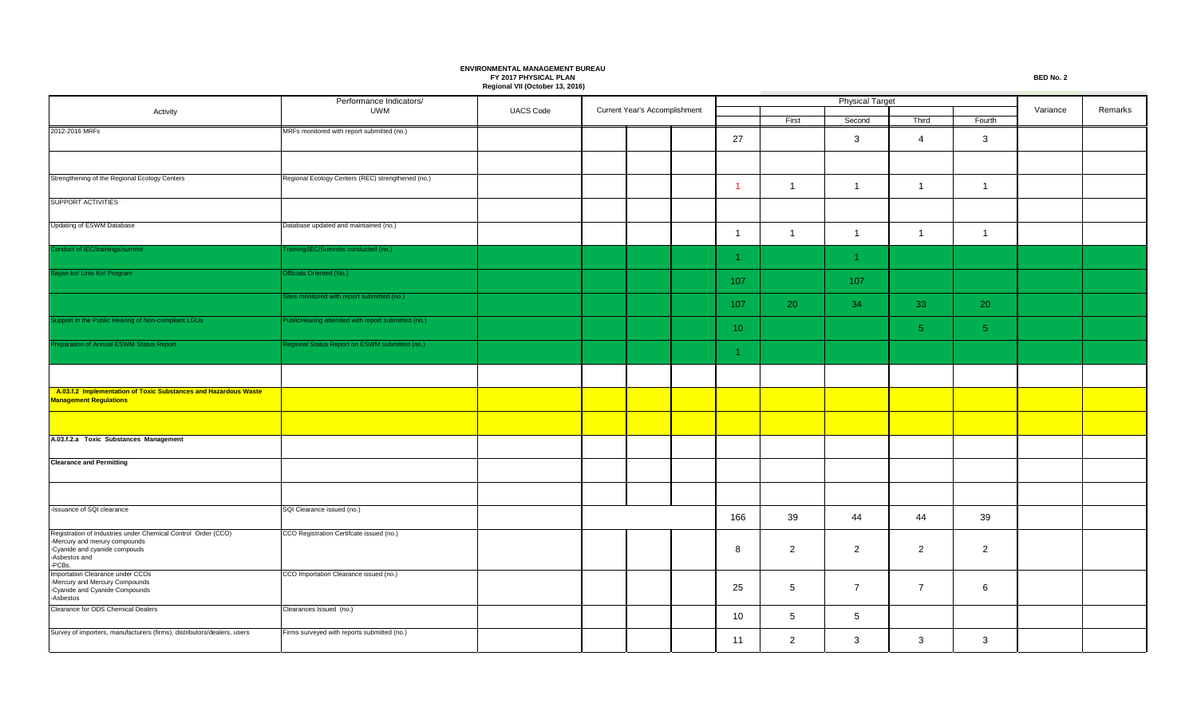**ENVIRONMENTAL MANAGEMENT BUREAU**
**FY 2017 PHYSICAL PLAN**
**Regional VII (October 13, 2016)**

**BED No. 2**

| Activity | Performance Indicators/ UWM | UACS Code | Current Year's Accomplishment | | | Physical Target | | | | | Variance | Remarks |
|---|---|---|---|---|---|---|---|---|---|---|---|---|
| | | | | | | | First | Second | Third | Fourth | | |
| 2012-2016 MRFs | MRFs monitored with report submitted (no.) | | | | | 27 | | 3 | 4 | 3 | | |
| | | | | | | | | | | | | |
| Strengthening of the Regional Ecology Centers | Regional Ecology Centers (REC) strengthened (no.) | | | | | 1 | 1 | 1 | 1 | 1 | | |
| SUPPORT ACTIVITIES | | | | | | | | | | | | |
| Updating of ESWM Database | Database updated and maintained (no.) | | | | | 1 | 1 | 1 | 1 | 1 | | |
| Conduct of IEC/trainings/summit | Training/IEC/Summits conducted (no.) | | | | | 1 | | 1 | | | | |
| Bayan ko! Linis Ko! Program | Officials Oriented (No.) | | | | | 107 | | 107 | | | | |
| | Sites monitored with report submitted (no.) | | | | | 107 | 20 | 34 | 33 | 20 | | |
| Support in the Public Hearing of Non-compliant LGUs | PublicHearing attended with report submitted (no.) | | | | | 10 | | | 5 | 5 | | |
| Preparation of Annual ESWM Status Report | Regional Status Report on ESWM submitted (no.) | | | | | 1 | | | | | | |
| | | | | | | | | | | | | |
| **A.03.f.2 Implementation of Toxic Substances and Hazardous Waste Management Regulations** | | | | | | | | | | | | |
| | | | | | | | | | | | | |
| **A.03.f.2.a Toxic Substances Management** | | | | | | | | | | | | |
| **Clearance and Permitting** | | | | | | | | | | | | |
| | | | | | | | | | | | | |
| -Issuance of SQI clearance | SQI Clearance issued (no.) | | | | | 166 | 39 | 44 | 44 | 39 | | |
| Registration of Industries under Chemical Control Order (CCO)<br>-Mercury and mercury compounds<br>-Cyanide and cyanide compouds<br>-Asbestos and<br>-PCBs. | CCO Registration Certifcate issued (no.) | | | | | 8 | 2 | 2 | 2 | 2 | | |
| Importation Clearance under CCOs<br>-Mercury and Mercury Compounds<br>-Cyanide and Cyanide Compounds<br>-Asbestos | CCO Importation Clearance issued (no.) | | | | | 25 | 5 | 7 | 7 | 6 | | |
| Clearance for ODS Chemical Dealers | Clearances Issued (no.) | | | | | 10 | 5 | 5 | | | | |
| Survey of importers, manufacturers (firms), distributors/dealers, users | Firms surveyed with reports submitted (no.) | | | | | 11 | 2 | 3 | 3 | 3 | | |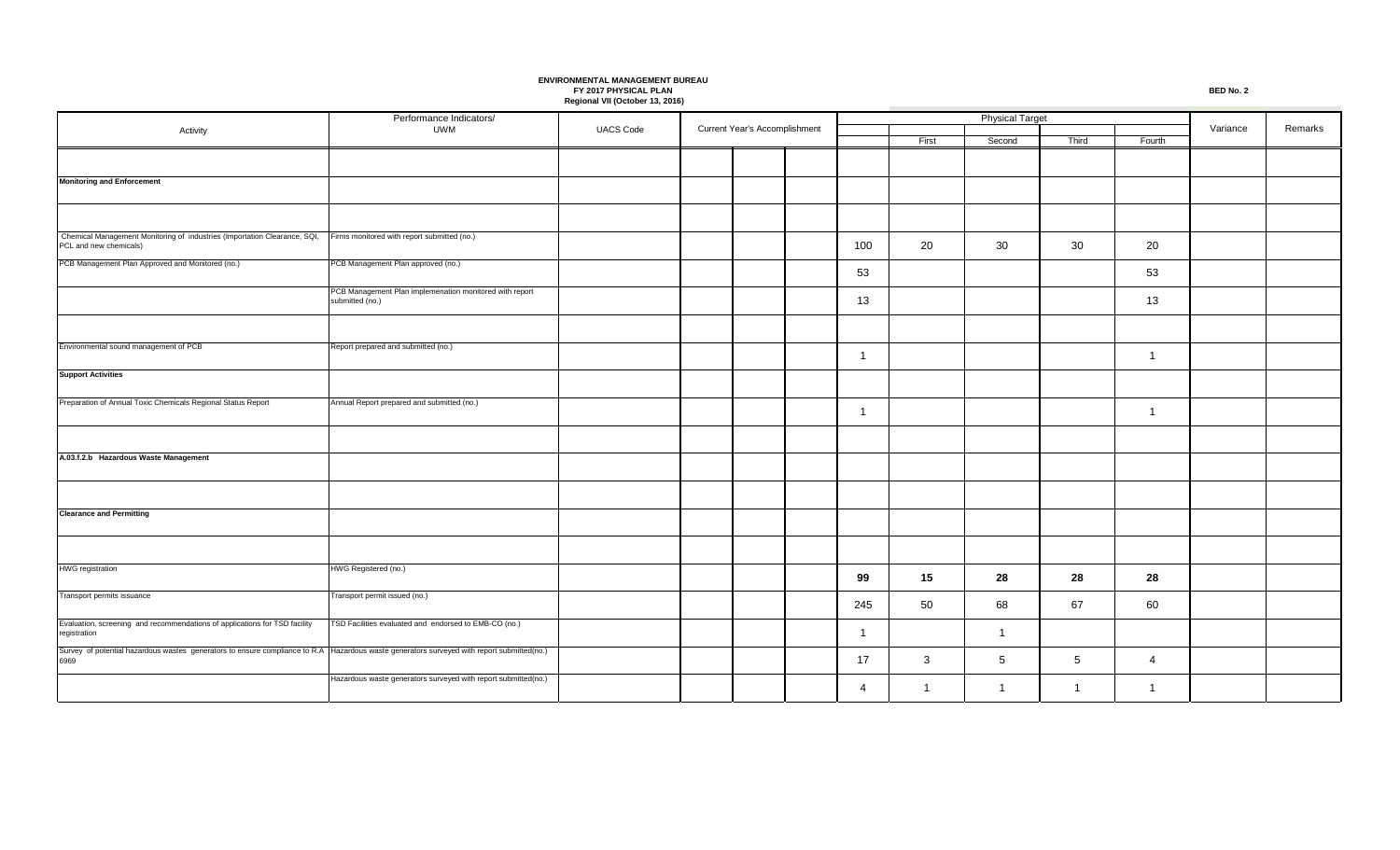**ENVIRONMENTAL MANAGEMENT BUREAU**
**FY 2017 PHYSICAL PLAN**
**Regional VII (October 13, 2016)**

**BED No. 2**

| Activity | Performance Indicators/ UWM | UACS Code | Current Year's Accomplishment | | | Physical Target | | | | | Variance | Remarks |
|---|---|---|---|---|---|---|---|---|---|---|---|---|
| | | | | | | | First | Second | Third | Fourth | | |
| | | | | | | | | | | | | |
| **Monitoring and Enforcement** | | | | | | | | | | | | |
| | | | | | | | | | | | | |
| Chemical Management Monitoring of industries (Importation Clearance, SQI, PCL and new chemicals) | Firms monitored with report submitted (no.) | | | | | 100 | 20 | 30 | 30 | 20 | | |
| PCB Management Plan Approved and Monitored (no.) | PCB Management Plan approved (no.) | | | | | 53 | | | | 53 | | |
| | PCB Management Plan implemenation monitored with report submitted (no.) | | | | | 13 | | | | 13 | | |
| | | | | | | | | | | | | |
| Environmental sound management of PCB | Report prepared and submitted (no.) | | | | | 1 | | | | 1 | | |
| **Support Activities** | | | | | | | | | | | | |
| Preparation of Annual Toxic Chemicals Regional Status Report | Annual Report prepared and submitted (no.) | | | | | 1 | | | | 1 | | |
| | | | | | | | | | | | | |
| **A.03.f.2.b Hazardous Waste Management** | | | | | | | | | | | | |
| | | | | | | | | | | | | |
| **Clearance and Permitting** | | | | | | | | | | | | |
| | | | | | | | | | | | | |
| HWG registration | HWG Registered (no.) | | | | | **99** | **15** | **28** | **28** | **28** | | |
| Transport permits issuance | Transport permit issued (no.) | | | | | 245 | 50 | 68 | 67 | 60 | | |
| Evaluation, screening and recommendations of applications for TSD facility registration | TSD Facilities evaluated and endorsed to EMB-CO (no.) | | | | | 1 | | 1 | | | | |
| Survey of potential hazardous wastes generators to ensure compliance to R.A 6969 | Hazardous waste generators surveyed with report submitted(no.) | | | | | 17 | 3 | 5 | 5 | 4 | | |
| | Hazardous waste generators surveyed with report submitted(no.) | | | | | 4 | 1 | 1 | 1 | 1 | | |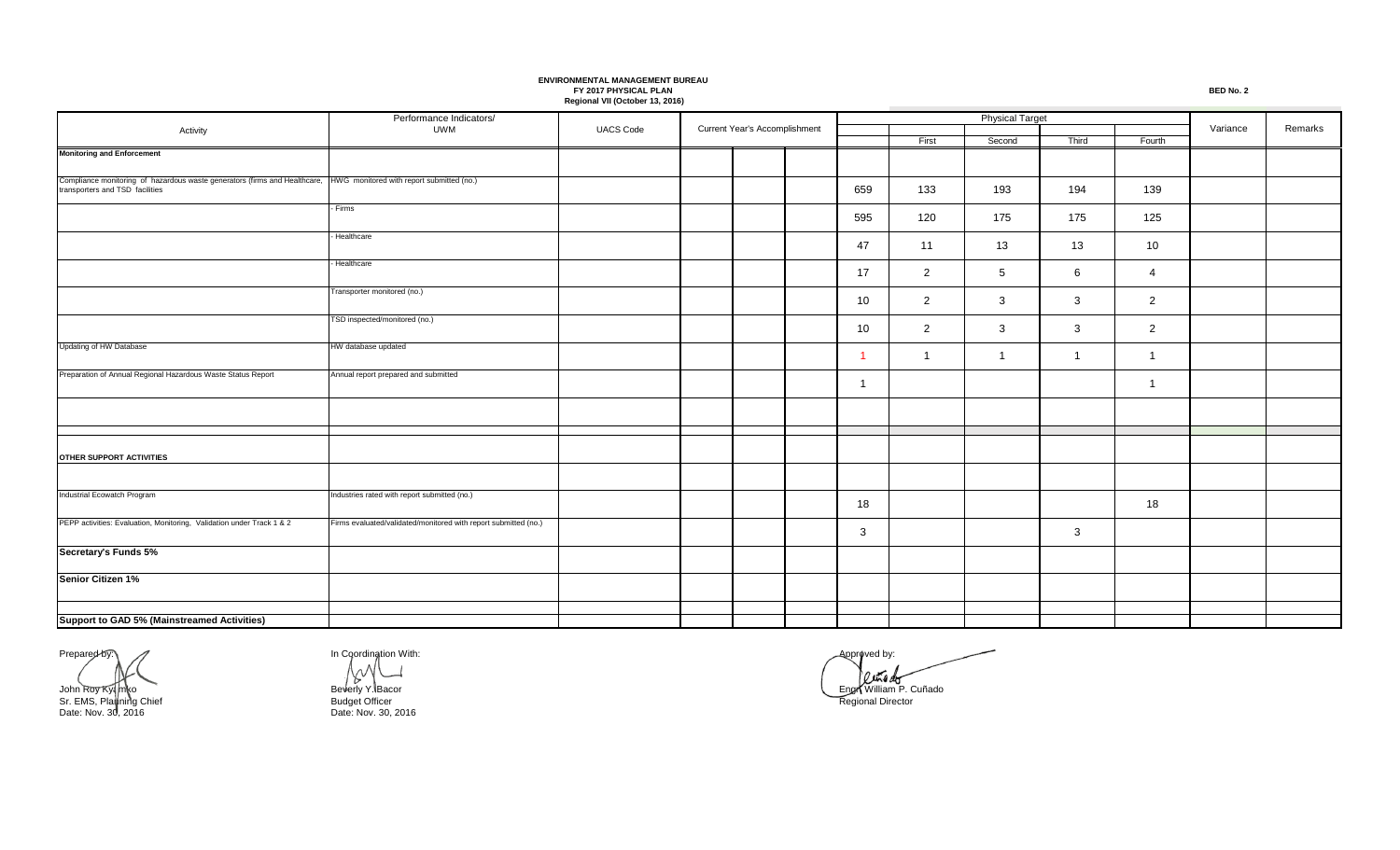**ENVIRONMENTAL MANAGEMENT BUREAU**
**FY 2017 PHYSICAL PLAN**
**Regional VII (October 13, 2016)**

**BED No. 2**

| Activity | Performance Indicators/ UWM | UACS Code | Current Year's Accomplishment | | | Physical Target | | | | | Variance | Remarks |
|---|---|---|---|---|---|---|---|---|---|---|---|---|
| | | | | | | | First | Second | Third | Fourth | | |
| **Monitoring and Enforcement** | | | | | | | | | | | | |
| Compliance monitoring of hazardous waste generators (firms and Healthcare, transporters and TSD facilities | HWG monitored with report submitted (no.) | | | | | 659 | 133 | 193 | 194 | 139 | | |
| | - Firms | | | | | 595 | 120 | 175 | 175 | 125 | | |
| | - Healthcare | | | | | 47 | 11 | 13 | 13 | 10 | | |
| | - Healthcare | | | | | 17 | 2 | 5 | 6 | 4 | | |
| | Transporter monitored (no.) | | | | | 10 | 2 | 3 | 3 | 2 | | |
| | TSD inspected/monitored (no.) | | | | | 10 | 2 | 3 | 3 | 2 | | |
| Updating of HW Database | HW database updated | | | | | 1 | 1 | 1 | 1 | 1 | | |
| Preparation of Annual Regional Hazardous Waste Status Report | Annual report prepared and submitted | | | | | 1 | | | | 1 | | |
| | | | | | | | | | | | | |
| **OTHER SUPPORT ACTIVITIES** | | | | | | | | | | | | |
| | | | | | | | | | | | | |
| Industrial Ecowatch Program | Industries rated with report submitted (no.) | | | | | 18 | | | | 18 | | |
| PEPP activities: Evaluation, Monitoring, Validation under Track 1 & 2 | Firms evaluated/validated/monitored with report submitted (no.) | | | | | 3 | | | 3 | | | |
| **Secretary's Funds 5%** | | | | | | | | | | | | |
| **Senior Citizen 1%** | | | | | | | | | | | | |
| | | | | | | | | | | | | |
| **Support to GAD 5% (Mainstreamed Activities)** | | | | | | | | | | | | |

Prepared by:
John Roy Kyamko
Sr. EMS, Planning Chief
Date: Nov. 30, 2016

In Coordination With:
Beverly Y. Bacor
Budget Officer
Date: Nov. 30, 2016

Approved by:
Engr. William P. Cuñado
Regional Director